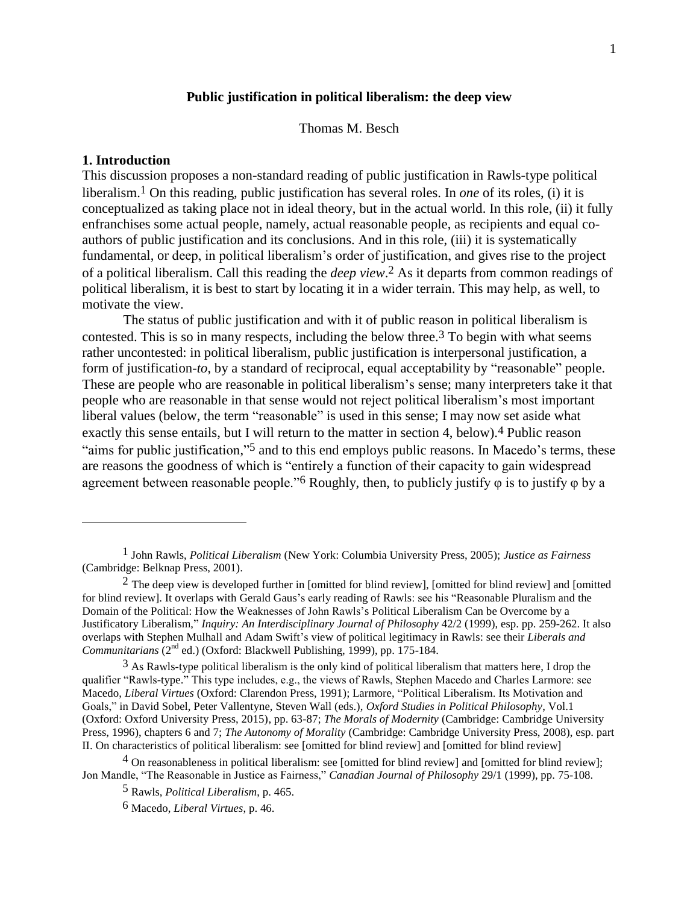**Public justification in political liberalism: the deep view**

Thomas M. Besch

## 1. Introduction

This discussion proposes a non-standard reading of public justification in Rawls-type political liberalism.[1] On this reading, public justification has several roles. In *one* of its roles, (i) it is conceptualized as taking place not in ideal theory, but in the actual world. In this role, (ii) it fully enfranchises some actual people, namely, actual reasonable people, as recipients and equal co-authors of public justification and its conclusions. And in this role, (iii) it is systematically fundamental, or deep, in political liberalism's order of justification, and gives rise to the project of a political liberalism. Call this reading the *deep view*.[2] As it departs from common readings of political liberalism, it is best to start by locating it in a wider terrain. This may help, as well, to motivate the view.

The status of public justification and with it of public reason in political liberalism is contested. This is so in many respects, including the below three.[3] To begin with what seems rather uncontested: in political liberalism, public justification is interpersonal justification, a form of justification-*to*, by a standard of reciprocal, equal acceptability by "reasonable" people. These are people who are reasonable in political liberalism's sense; many interpreters take it that people who are reasonable in that sense would not reject political liberalism's most important liberal values (below, the term "reasonable" is used in this sense; I may now set aside what exactly this sense entails, but I will return to the matter in section 4, below).[4] Public reason "aims for public justification,"[5] and to this end employs public reasons. In Macedo's terms, these are reasons the goodness of which is "entirely a function of their capacity to gain widespread agreement between reasonable people."[6] Roughly, then, to publicly justify φ is to justify φ by a

---

[1] John Rawls, *Political Liberalism* (New York: Columbia University Press, 2005); *Justice as Fairness* (Cambridge: Belknap Press, 2001).

[2] The deep view is developed further in [omitted for blind review], [omitted for blind review] and [omitted for blind review]. It overlaps with Gerald Gaus's early reading of Rawls: see his "Reasonable Pluralism and the Domain of the Political: How the Weaknesses of John Rawls's Political Liberalism Can be Overcome by a Justificatory Liberalism," *Inquiry: An Interdisciplinary Journal of Philosophy* 42/2 (1999), esp. pp. 259-262. It also overlaps with Stephen Mulhall and Adam Swift's view of political legitimacy in Rawls: see their *Liberals and Communitarians* (2nd ed.) (Oxford: Blackwell Publishing, 1999), pp. 175-184.

[3] As Rawls-type political liberalism is the only kind of political liberalism that matters here, I drop the qualifier "Rawls-type." This type includes, e.g., the views of Rawls, Stephen Macedo and Charles Larmore: see Macedo, *Liberal Virtues* (Oxford: Clarendon Press, 1991); Larmore, "Political Liberalism. Its Motivation and Goals," in David Sobel, Peter Vallentyne, Steven Wall (eds.), *Oxford Studies in Political Philosophy*, Vol.1 (Oxford: Oxford University Press, 2015), pp. 63-87; *The Morals of Modernity* (Cambridge: Cambridge University Press, 1996), chapters 6 and 7; *The Autonomy of Morality* (Cambridge: Cambridge University Press, 2008), esp. part II. On characteristics of political liberalism: see [omitted for blind review] and [omitted for blind review]

[4] On reasonableness in political liberalism: see [omitted for blind review] and [omitted for blind review]; Jon Mandle, "The Reasonable in Justice as Fairness," *Canadian Journal of Philosophy* 29/1 (1999), pp. 75-108.

[5] Rawls, *Political Liberalism*, p. 465.

[6] Macedo, *Liberal Virtues*, p. 46.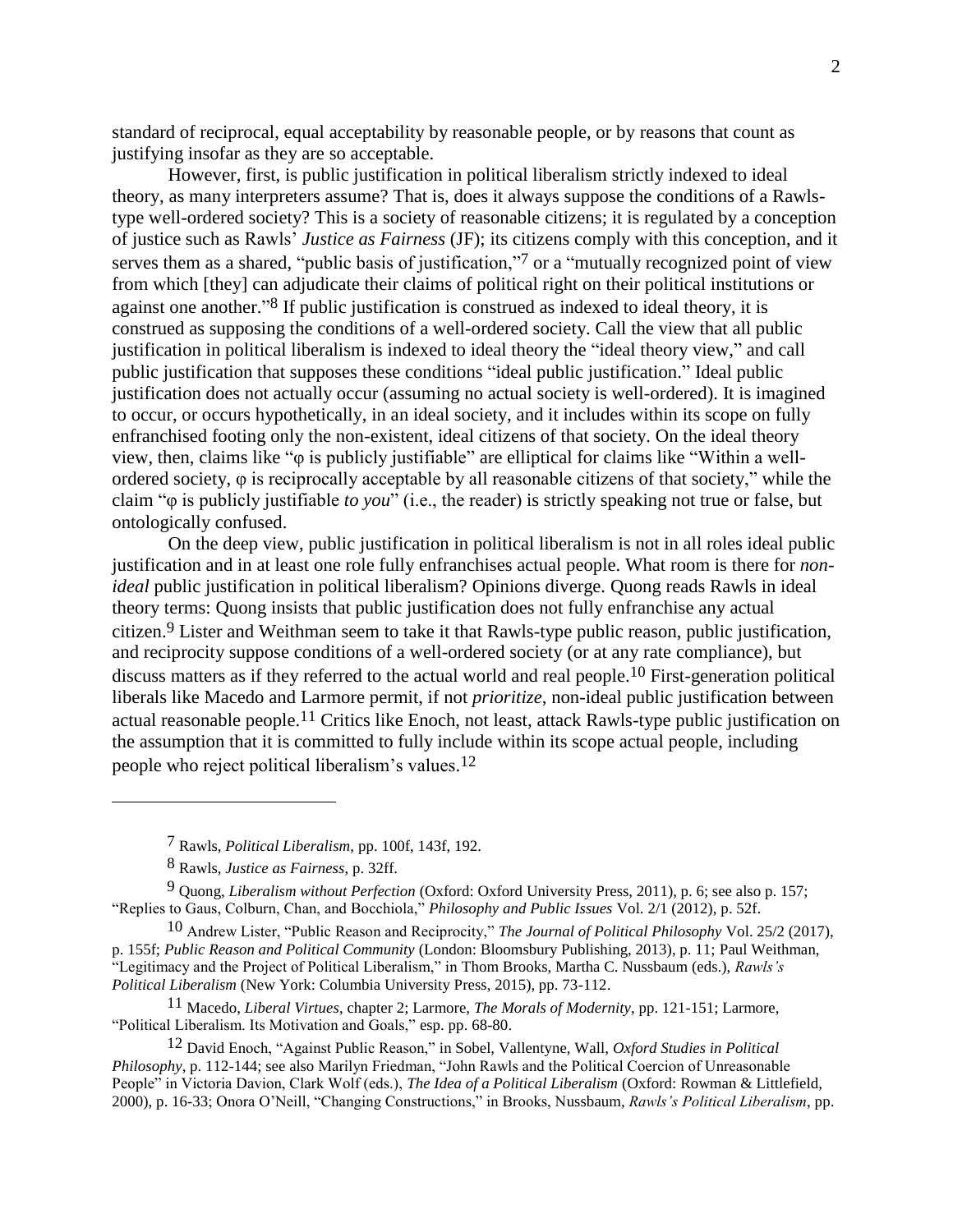standard of reciprocal, equal acceptability by reasonable people, or by reasons that count as justifying insofar as they are so acceptable.

However, first, is public justification in political liberalism strictly indexed to ideal theory, as many interpreters assume? That is, does it always suppose the conditions of a Rawls-type well-ordered society? This is a society of reasonable citizens; it is regulated by a conception of justice such as Rawls' *Justice as Fairness* (JF); its citizens comply with this conception, and it serves them as a shared, "public basis of justification,"[7] or a "mutually recognized point of view from which [they] can adjudicate their claims of political right on their political institutions or against one another."[8] If public justification is construed as indexed to ideal theory, it is construed as supposing the conditions of a well-ordered society. Call the view that all public justification in political liberalism is indexed to ideal theory the "ideal theory view," and call public justification that supposes these conditions "ideal public justification." Ideal public justification does not actually occur (assuming no actual society is well-ordered). It is imagined to occur, or occurs hypothetically, in an ideal society, and it includes within its scope on fully enfranchised footing only the non-existent, ideal citizens of that society. On the ideal theory view, then, claims like "φ is publicly justifiable" are elliptical for claims like "Within a well-ordered society, φ is reciprocally acceptable by all reasonable citizens of that society," while the claim "φ is publicly justifiable *to you*" (i.e., the reader) is strictly speaking not true or false, but ontologically confused.

On the deep view, public justification in political liberalism is not in all roles ideal public justification and in at least one role fully enfranchises actual people. What room is there for *non-ideal* public justification in political liberalism? Opinions diverge. Quong reads Rawls in ideal theory terms: Quong insists that public justification does not fully enfranchise any actual citizen.[9] Lister and Weithman seem to take it that Rawls-type public reason, public justification, and reciprocity suppose conditions of a well-ordered society (or at any rate compliance), but discuss matters as if they referred to the actual world and real people.[10] First-generation political liberals like Macedo and Larmore permit, if not *prioritize*, non-ideal public justification between actual reasonable people.[11] Critics like Enoch, not least, attack Rawls-type public justification on the assumption that it is committed to fully include within its scope actual people, including people who reject political liberalism's values.[12]

---

[7] Rawls, *Political Liberalism*, pp. 100f, 143f, 192.

[8] Rawls, *Justice as Fairness*, p. 32ff.

[9] Quong, *Liberalism without Perfection* (Oxford: Oxford University Press, 2011), p. 6; see also p. 157; "Replies to Gaus, Colburn, Chan, and Bocchiola," *Philosophy and Public Issues* Vol. 2/1 (2012), p. 52f.

[10] Andrew Lister, "Public Reason and Reciprocity," *The Journal of Political Philosophy* Vol. 25/2 (2017), p. 155f; *Public Reason and Political Community* (London: Bloomsbury Publishing, 2013), p. 11; Paul Weithman, "Legitimacy and the Project of Political Liberalism," in Thom Brooks, Martha C. Nussbaum (eds.), *Rawls's Political Liberalism* (New York: Columbia University Press, 2015), pp. 73-112.

[11] Macedo, *Liberal Virtues*, chapter 2; Larmore, *The Morals of Modernity*, pp. 121-151; Larmore, "Political Liberalism. Its Motivation and Goals," esp. pp. 68-80.

[12] David Enoch, "Against Public Reason," in Sobel, Vallentyne, Wall, *Oxford Studies in Political Philosophy*, p. 112-144; see also Marilyn Friedman, "John Rawls and the Political Coercion of Unreasonable People" in Victoria Davion, Clark Wolf (eds.), *The Idea of a Political Liberalism* (Oxford: Rowman & Littlefield, 2000), p. 16-33; Onora O'Neill, "Changing Constructions," in Brooks, Nussbaum, *Rawls's Political Liberalism*, pp.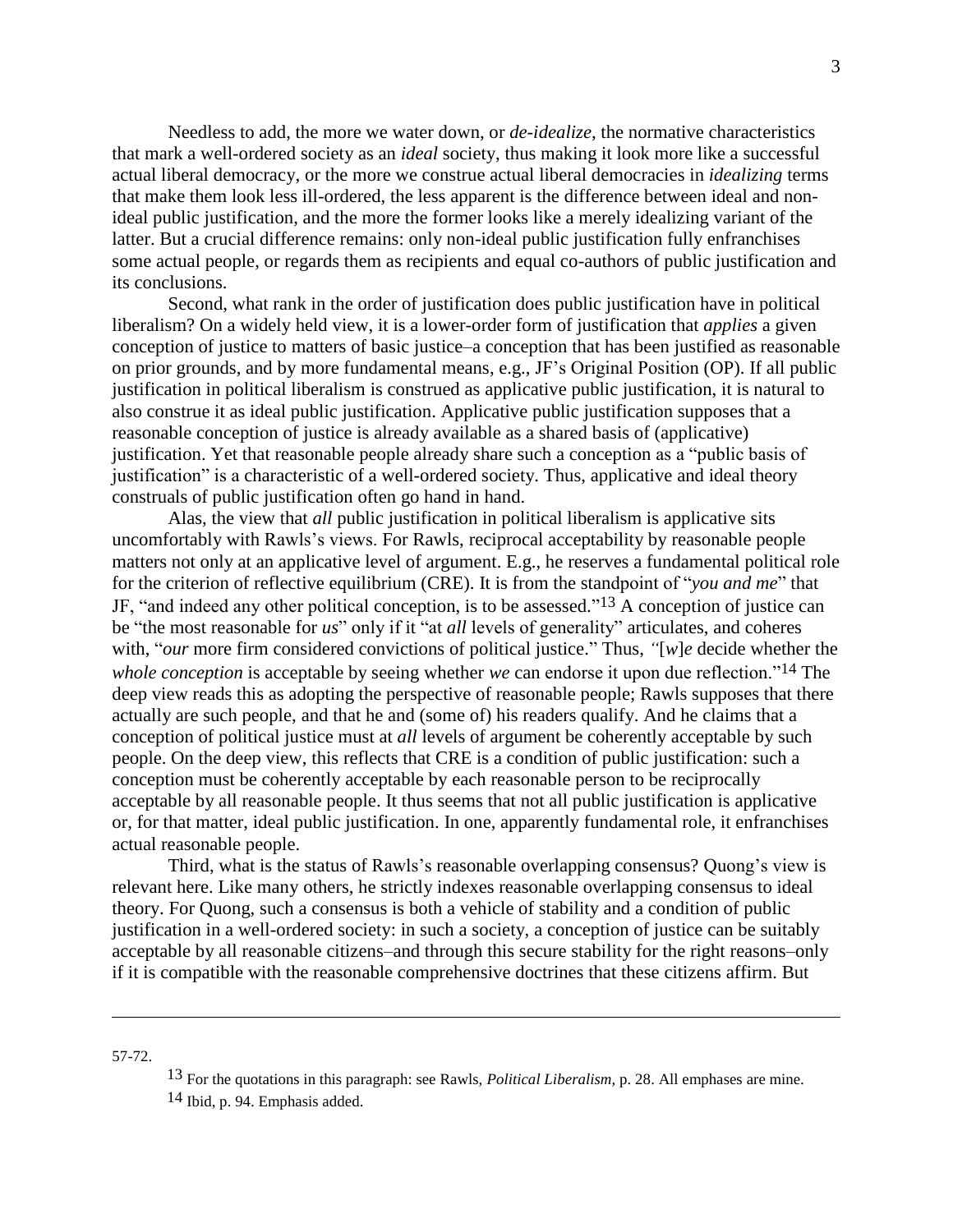Needless to add, the more we water down, or *de-idealize*, the normative characteristics that mark a well-ordered society as an *ideal* society, thus making it look more like a successful actual liberal democracy, or the more we construe actual liberal democracies in *idealizing* terms that make them look less ill-ordered, the less apparent is the difference between ideal and non-ideal public justification, and the more the former looks like a merely idealizing variant of the latter. But a crucial difference remains: only non-ideal public justification fully enfranchises some actual people, or regards them as recipients and equal co-authors of public justification and its conclusions.

Second, what rank in the order of justification does public justification have in political liberalism? On a widely held view, it is a lower-order form of justification that *applies* a given conception of justice to matters of basic justice–a conception that has been justified as reasonable on prior grounds, and by more fundamental means, e.g., JF's Original Position (OP). If all public justification in political liberalism is construed as applicative public justification, it is natural to also construe it as ideal public justification. Applicative public justification supposes that a reasonable conception of justice is already available as a shared basis of (applicative) justification. Yet that reasonable people already share such a conception as a "public basis of justification" is a characteristic of a well-ordered society. Thus, applicative and ideal theory construals of public justification often go hand in hand.

Alas, the view that *all* public justification in political liberalism is applicative sits uncomfortably with Rawls's views. For Rawls, reciprocal acceptability by reasonable people matters not only at an applicative level of argument. E.g., he reserves a fundamental political role for the criterion of reflective equilibrium (CRE). It is from the standpoint of "*you and me*" that JF, "and indeed any other political conception, is to be assessed."[13] A conception of justice can be "the most reasonable for *us*" only if it "at *all* levels of generality" articulates, and coheres with, "*our* more firm considered convictions of political justice." Thus, "[*w*]*e* decide whether the *whole conception* is acceptable by seeing whether *we* can endorse it upon due reflection."[14] The deep view reads this as adopting the perspective of reasonable people; Rawls supposes that there actually are such people, and that he and (some of) his readers qualify. And he claims that a conception of political justice must at *all* levels of argument be coherently acceptable by such people. On the deep view, this reflects that CRE is a condition of public justification: such a conception must be coherently acceptable by each reasonable person to be reciprocally acceptable by all reasonable people. It thus seems that not all public justification is applicative or, for that matter, ideal public justification. In one, apparently fundamental role, it enfranchises actual reasonable people.

Third, what is the status of Rawls's reasonable overlapping consensus? Quong's view is relevant here. Like many others, he strictly indexes reasonable overlapping consensus to ideal theory. For Quong, such a consensus is both a vehicle of stability and a condition of public justification in a well-ordered society: in such a society, a conception of justice can be suitably acceptable by all reasonable citizens–and through this secure stability for the right reasons–only if it is compatible with the reasonable comprehensive doctrines that these citizens affirm. But

---

57-72.

[13] For the quotations in this paragraph: see Rawls, *Political Liberalism*, p. 28. All emphases are mine.

[14] Ibid, p. 94. Emphasis added.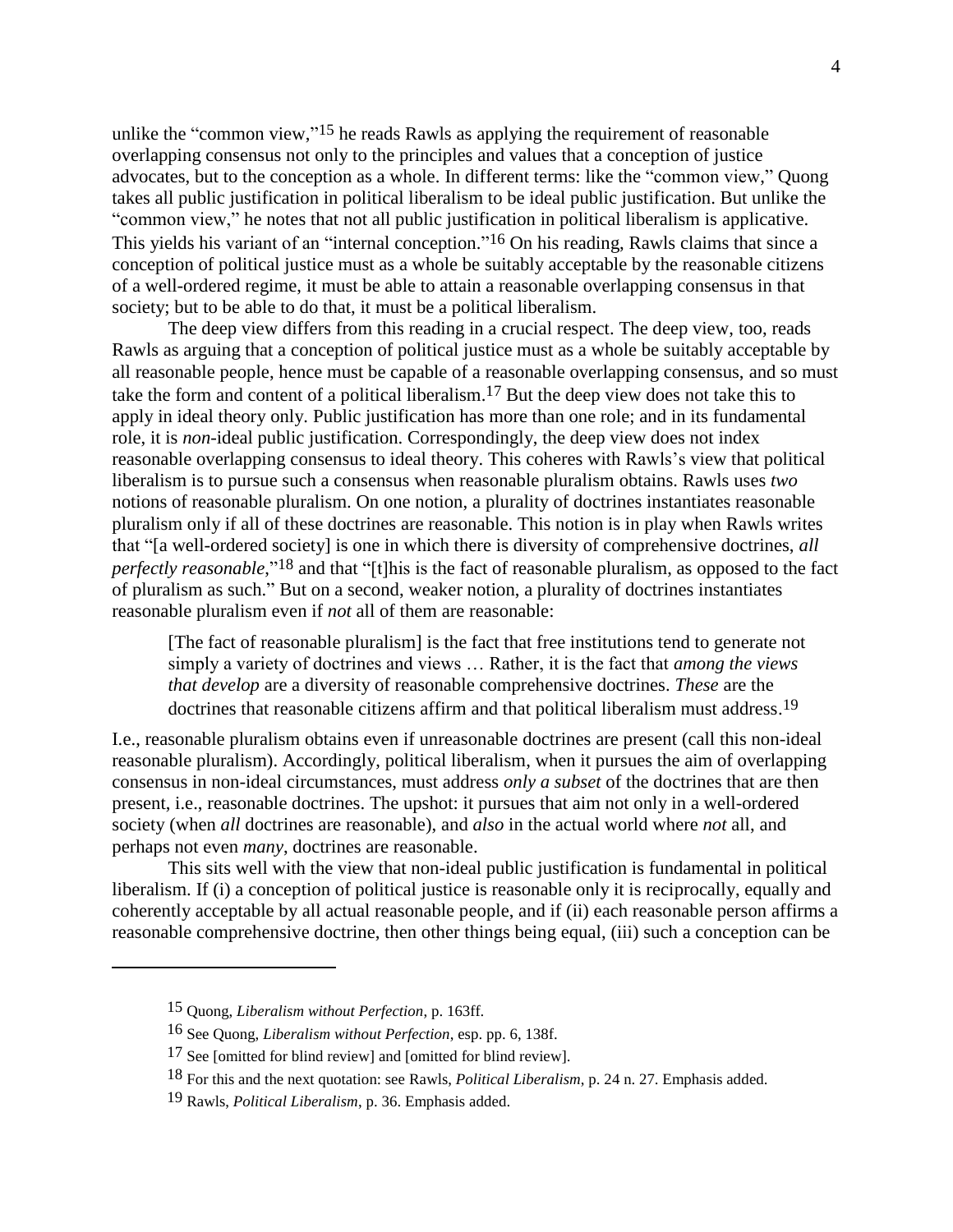unlike the "common view,"[15] he reads Rawls as applying the requirement of reasonable overlapping consensus not only to the principles and values that a conception of justice advocates, but to the conception as a whole. In different terms: like the "common view," Quong takes all public justification in political liberalism to be ideal public justification. But unlike the "common view," he notes that not all public justification in political liberalism is applicative. This yields his variant of an "internal conception."[16] On his reading, Rawls claims that since a conception of political justice must as a whole be suitably acceptable by the reasonable citizens of a well-ordered regime, it must be able to attain a reasonable overlapping consensus in that society; but to be able to do that, it must be a political liberalism.

The deep view differs from this reading in a crucial respect. The deep view, too, reads Rawls as arguing that a conception of political justice must as a whole be suitably acceptable by all reasonable people, hence must be capable of a reasonable overlapping consensus, and so must take the form and content of a political liberalism.[17] But the deep view does not take this to apply in ideal theory only. Public justification has more than one role; and in its fundamental role, it is *non*-ideal public justification. Correspondingly, the deep view does not index reasonable overlapping consensus to ideal theory. This coheres with Rawls's view that political liberalism is to pursue such a consensus when reasonable pluralism obtains. Rawls uses *two* notions of reasonable pluralism. On one notion, a plurality of doctrines instantiates reasonable pluralism only if all of these doctrines are reasonable. This notion is in play when Rawls writes that "[a well-ordered society] is one in which there is diversity of comprehensive doctrines, *all perfectly reasonable*,"[18] and that "[t]his is the fact of reasonable pluralism, as opposed to the fact of pluralism as such." But on a second, weaker notion, a plurality of doctrines instantiates reasonable pluralism even if *not* all of them are reasonable:

> [The fact of reasonable pluralism] is the fact that free institutions tend to generate not simply a variety of doctrines and views … Rather, it is the fact that *among the views that develop* are a diversity of reasonable comprehensive doctrines. *These* are the doctrines that reasonable citizens affirm and that political liberalism must address.[19]

I.e., reasonable pluralism obtains even if unreasonable doctrines are present (call this non-ideal reasonable pluralism). Accordingly, political liberalism, when it pursues the aim of overlapping consensus in non-ideal circumstances, must address *only a subset* of the doctrines that are then present, i.e., reasonable doctrines. The upshot: it pursues that aim not only in a well-ordered society (when *all* doctrines are reasonable), and *also* in the actual world where *not* all, and perhaps not even *many*, doctrines are reasonable.

This sits well with the view that non-ideal public justification is fundamental in political liberalism. If (i) a conception of political justice is reasonable only it is reciprocally, equally and coherently acceptable by all actual reasonable people, and if (ii) each reasonable person affirms a reasonable comprehensive doctrine, then other things being equal, (iii) such a conception can be

---

[15] Quong, *Liberalism without Perfection*, p. 163ff.

[16] See Quong, *Liberalism without Perfection*, esp. pp. 6, 138f.

[17] See [omitted for blind review] and [omitted for blind review].

[18] For this and the next quotation: see Rawls, *Political Liberalism*, p. 24 n. 27. Emphasis added.

[19] Rawls, *Political Liberalism*, p. 36. Emphasis added.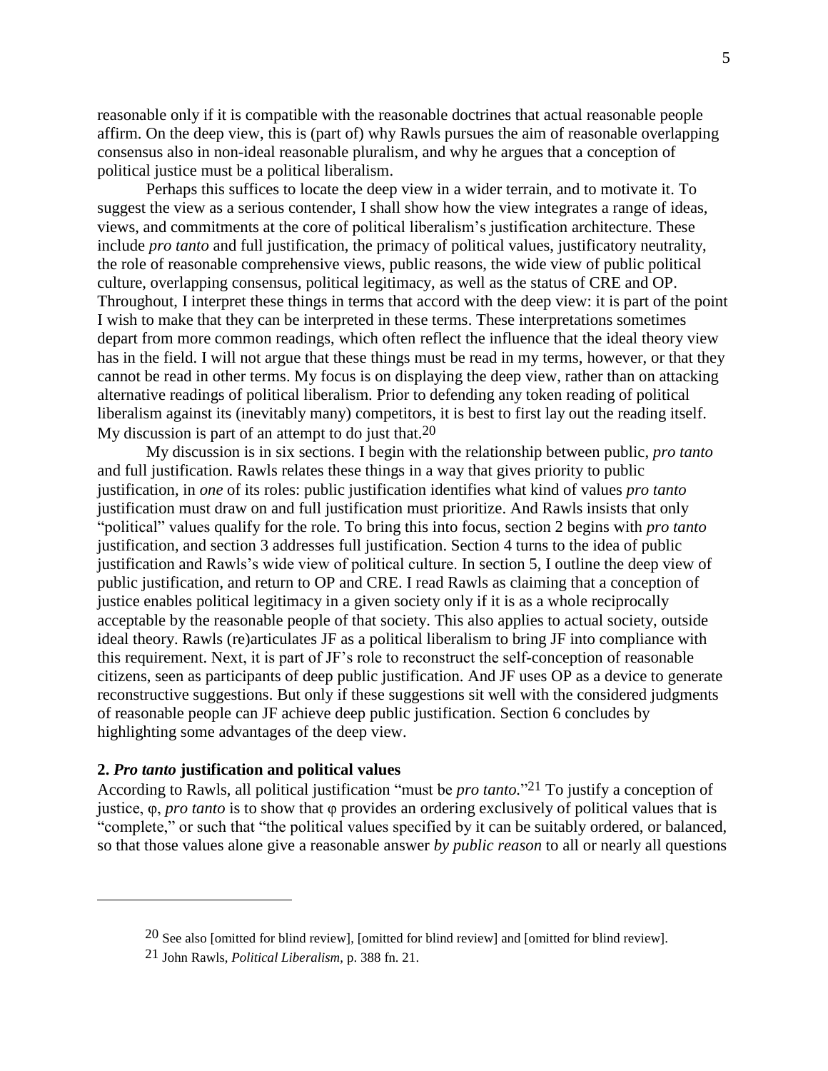reasonable only if it is compatible with the reasonable doctrines that actual reasonable people affirm. On the deep view, this is (part of) why Rawls pursues the aim of reasonable overlapping consensus also in non-ideal reasonable pluralism, and why he argues that a conception of political justice must be a political liberalism.

Perhaps this suffices to locate the deep view in a wider terrain, and to motivate it. To suggest the view as a serious contender, I shall show how the view integrates a range of ideas, views, and commitments at the core of political liberalism's justification architecture. These include *pro tanto* and full justification, the primacy of political values, justificatory neutrality, the role of reasonable comprehensive views, public reasons, the wide view of public political culture, overlapping consensus, political legitimacy, as well as the status of CRE and OP. Throughout, I interpret these things in terms that accord with the deep view: it is part of the point I wish to make that they can be interpreted in these terms. These interpretations sometimes depart from more common readings, which often reflect the influence that the ideal theory view has in the field. I will not argue that these things must be read in my terms, however, or that they cannot be read in other terms. My focus is on displaying the deep view, rather than on attacking alternative readings of political liberalism. Prior to defending any token reading of political liberalism against its (inevitably many) competitors, it is best to first lay out the reading itself. My discussion is part of an attempt to do just that.[20]

My discussion is in six sections. I begin with the relationship between public, *pro tanto* and full justification. Rawls relates these things in a way that gives priority to public justification, in *one* of its roles: public justification identifies what kind of values *pro tanto* justification must draw on and full justification must prioritize. And Rawls insists that only "political" values qualify for the role. To bring this into focus, section 2 begins with *pro tanto* justification, and section 3 addresses full justification. Section 4 turns to the idea of public justification and Rawls's wide view of political culture. In section 5, I outline the deep view of public justification, and return to OP and CRE. I read Rawls as claiming that a conception of justice enables political legitimacy in a given society only if it is as a whole reciprocally acceptable by the reasonable people of that society. This also applies to actual society, outside ideal theory. Rawls (re)articulates JF as a political liberalism to bring JF into compliance with this requirement. Next, it is part of JF's role to reconstruct the self-conception of reasonable citizens, seen as participants of deep public justification. And JF uses OP as a device to generate reconstructive suggestions. But only if these suggestions sit well with the considered judgments of reasonable people can JF achieve deep public justification. Section 6 concludes by highlighting some advantages of the deep view.

## 2. *Pro tanto* justification and political values

According to Rawls, all political justification "must be *pro tanto.*"[21] To justify a conception of justice, φ, *pro tanto* is to show that φ provides an ordering exclusively of political values that is "complete," or such that "the political values specified by it can be suitably ordered, or balanced, so that those values alone give a reasonable answer *by public reason* to all or nearly all questions

---

[20] See also [omitted for blind review], [omitted for blind review] and [omitted for blind review].

[21] John Rawls, *Political Liberalism*, p. 388 fn. 21.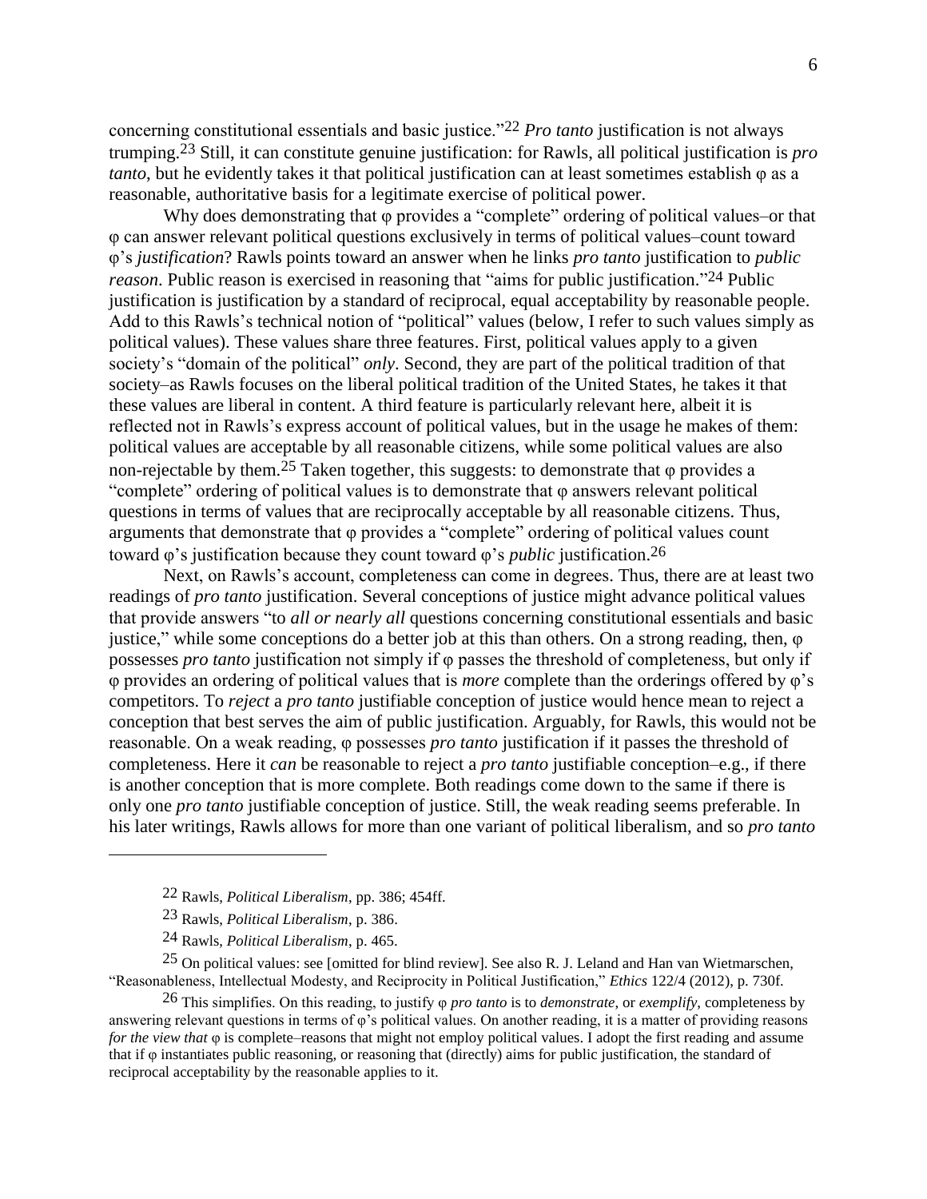concerning constitutional essentials and basic justice."[22] *Pro tanto* justification is not always trumping.[23] Still, it can constitute genuine justification: for Rawls, all political justification is *pro tanto*, but he evidently takes it that political justification can at least sometimes establish φ as a reasonable, authoritative basis for a legitimate exercise of political power.

Why does demonstrating that φ provides a "complete" ordering of political values–or that φ can answer relevant political questions exclusively in terms of political values–count toward φ's *justification*? Rawls points toward an answer when he links *pro tanto* justification to *public reason*. Public reason is exercised in reasoning that "aims for public justification."[24] Public justification is justification by a standard of reciprocal, equal acceptability by reasonable people. Add to this Rawls's technical notion of "political" values (below, I refer to such values simply as political values). These values share three features. First, political values apply to a given society's "domain of the political" *only*. Second, they are part of the political tradition of that society–as Rawls focuses on the liberal political tradition of the United States, he takes it that these values are liberal in content. A third feature is particularly relevant here, albeit it is reflected not in Rawls's express account of political values, but in the usage he makes of them: political values are acceptable by all reasonable citizens, while some political values are also non-rejectable by them.[25] Taken together, this suggests: to demonstrate that φ provides a "complete" ordering of political values is to demonstrate that φ answers relevant political questions in terms of values that are reciprocally acceptable by all reasonable citizens. Thus, arguments that demonstrate that φ provides a "complete" ordering of political values count toward φ's justification because they count toward φ's *public* justification.[26]

Next, on Rawls's account, completeness can come in degrees. Thus, there are at least two readings of *pro tanto* justification. Several conceptions of justice might advance political values that provide answers "to *all or nearly all* questions concerning constitutional essentials and basic justice," while some conceptions do a better job at this than others. On a strong reading, then, φ possesses *pro tanto* justification not simply if φ passes the threshold of completeness, but only if φ provides an ordering of political values that is *more* complete than the orderings offered by φ's competitors. To *reject* a *pro tanto* justifiable conception of justice would hence mean to reject a conception that best serves the aim of public justification. Arguably, for Rawls, this would not be reasonable. On a weak reading, φ possesses *pro tanto* justification if it passes the threshold of completeness. Here it *can* be reasonable to reject a *pro tanto* justifiable conception–e.g., if there is another conception that is more complete. Both readings come down to the same if there is only one *pro tanto* justifiable conception of justice. Still, the weak reading seems preferable. In his later writings, Rawls allows for more than one variant of political liberalism, and so *pro tanto*

---

[22] Rawls, *Political Liberalism*, pp. 386; 454ff.

[23] Rawls, *Political Liberalism*, p. 386.

[24] Rawls, *Political Liberalism*, p. 465.

[25] On political values: see [omitted for blind review]. See also R. J. Leland and Han van Wietmarschen, "Reasonableness, Intellectual Modesty, and Reciprocity in Political Justification," *Ethics* 122/4 (2012), p. 730f.

[26] This simplifies. On this reading, to justify φ *pro tanto* is to *demonstrate*, or *exemplify*, completeness by answering relevant questions in terms of φ's political values. On another reading, it is a matter of providing reasons *for the view that* φ is complete–reasons that might not employ political values. I adopt the first reading and assume that if φ instantiates public reasoning, or reasoning that (directly) aims for public justification, the standard of reciprocal acceptability by the reasonable applies to it.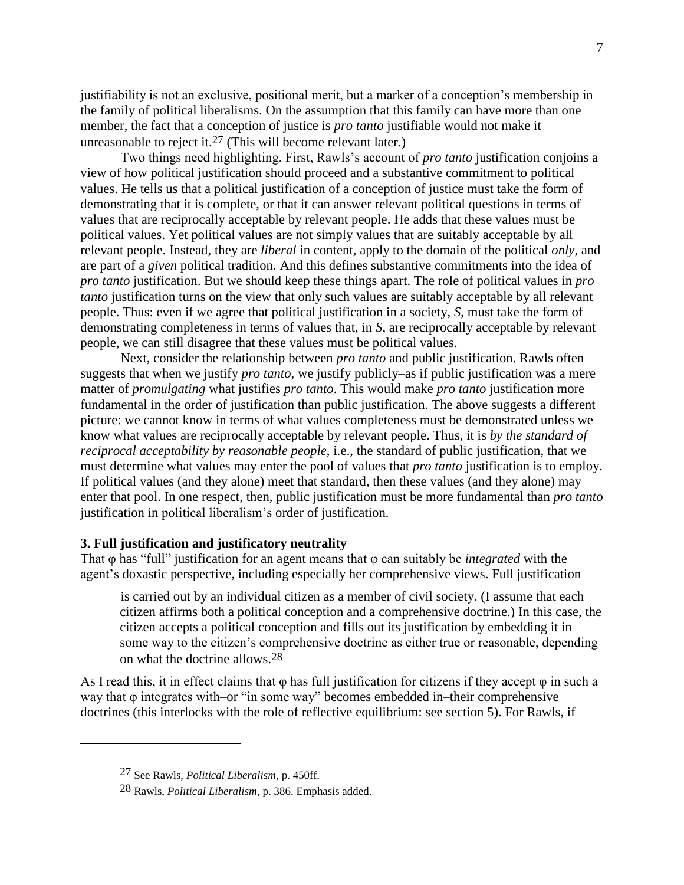justifiability is not an exclusive, positional merit, but a marker of a conception's membership in the family of political liberalisms. On the assumption that this family can have more than one member, the fact that a conception of justice is *pro tanto* justifiable would not make it unreasonable to reject it.[27] (This will become relevant later.)

Two things need highlighting. First, Rawls's account of *pro tanto* justification conjoins a view of how political justification should proceed and a substantive commitment to political values. He tells us that a political justification of a conception of justice must take the form of demonstrating that it is complete, or that it can answer relevant political questions in terms of values that are reciprocally acceptable by relevant people. He adds that these values must be political values. Yet political values are not simply values that are suitably acceptable by all relevant people. Instead, they are *liberal* in content, apply to the domain of the political *only*, and are part of a *given* political tradition. And this defines substantive commitments into the idea of *pro tanto* justification. But we should keep these things apart. The role of political values in *pro tanto* justification turns on the view that only such values are suitably acceptable by all relevant people. Thus: even if we agree that political justification in a society, *S*, must take the form of demonstrating completeness in terms of values that, in *S*, are reciprocally acceptable by relevant people, we can still disagree that these values must be political values.

Next, consider the relationship between *pro tanto* and public justification. Rawls often suggests that when we justify *pro tanto*, we justify publicly–as if public justification was a mere matter of *promulgating* what justifies *pro tanto*. This would make *pro tanto* justification more fundamental in the order of justification than public justification. The above suggests a different picture: we cannot know in terms of what values completeness must be demonstrated unless we know what values are reciprocally acceptable by relevant people. Thus, it is *by the standard of reciprocal acceptability by reasonable people*, i.e., the standard of public justification, that we must determine what values may enter the pool of values that *pro tanto* justification is to employ. If political values (and they alone) meet that standard, then these values (and they alone) may enter that pool. In one respect, then, public justification must be more fundamental than *pro tanto* justification in political liberalism's order of justification.

### 3. Full justification and justificatory neutrality

That φ has "full" justification for an agent means that φ can suitably be *integrated* with the agent's doxastic perspective, including especially her comprehensive views. Full justification

> is carried out by an individual citizen as a member of civil society. (I assume that each citizen affirms both a political conception and a comprehensive doctrine.) In this case, the citizen accepts a political conception and fills out its justification by embedding it in some way to the citizen's comprehensive doctrine as either true or reasonable, depending on what the doctrine allows.[28]

As I read this, it in effect claims that φ has full justification for citizens if they accept φ in such a way that φ integrates with–or "in some way" becomes embedded in–their comprehensive doctrines (this interlocks with the role of reflective equilibrium: see section 5). For Rawls, if

---

[27] See Rawls, *Political Liberalism*, p. 450ff.

[28] Rawls, *Political Liberalism*, p. 386. Emphasis added.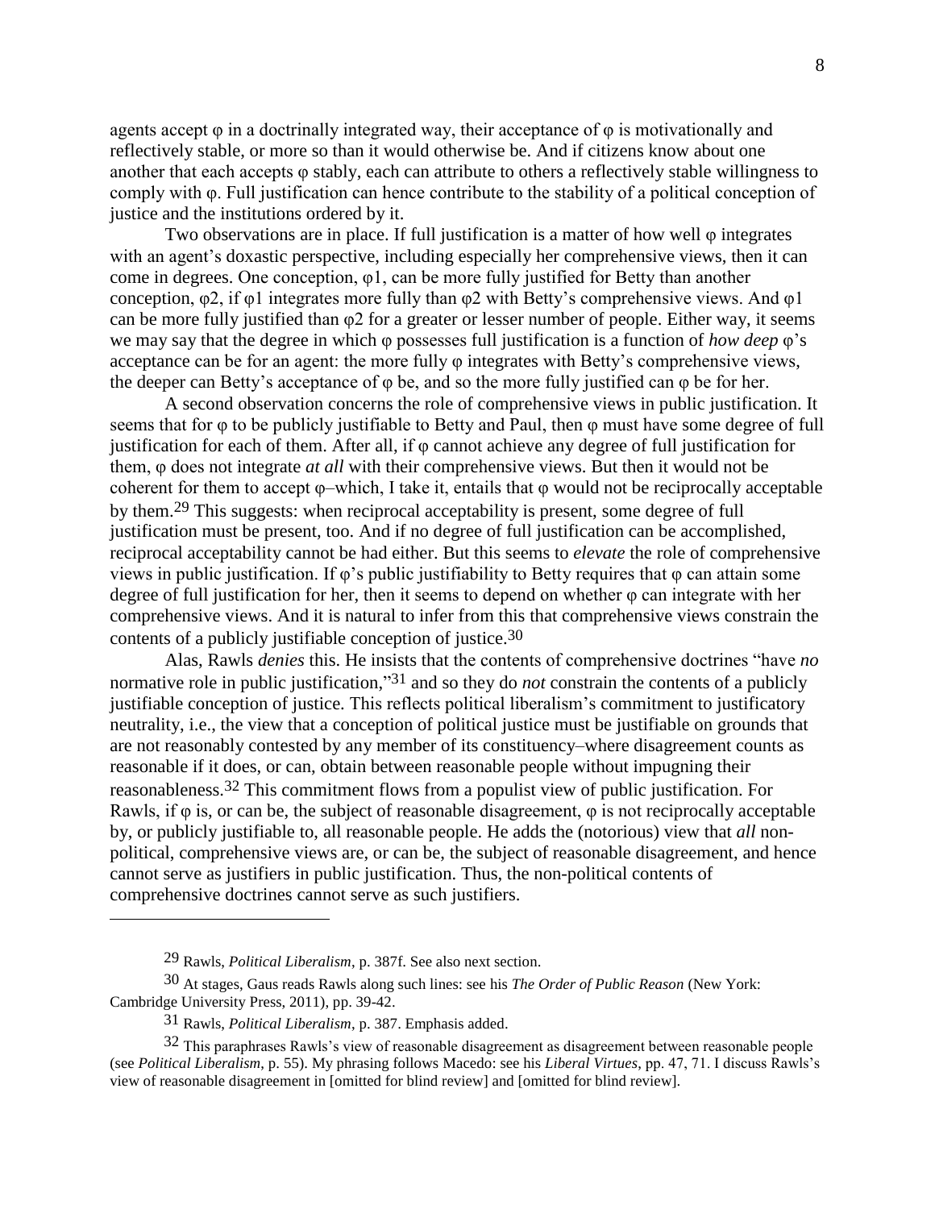agents accept φ in a doctrinally integrated way, their acceptance of φ is motivationally and reflectively stable, or more so than it would otherwise be. And if citizens know about one another that each accepts φ stably, each can attribute to others a reflectively stable willingness to comply with φ. Full justification can hence contribute to the stability of a political conception of justice and the institutions ordered by it.

Two observations are in place. If full justification is a matter of how well φ integrates with an agent's doxastic perspective, including especially her comprehensive views, then it can come in degrees. One conception, φ1, can be more fully justified for Betty than another conception, φ2, if φ1 integrates more fully than φ2 with Betty's comprehensive views. And φ1 can be more fully justified than φ2 for a greater or lesser number of people. Either way, it seems we may say that the degree in which φ possesses full justification is a function of *how deep* φ's acceptance can be for an agent: the more fully φ integrates with Betty's comprehensive views, the deeper can Betty's acceptance of φ be, and so the more fully justified can φ be for her.

A second observation concerns the role of comprehensive views in public justification. It seems that for φ to be publicly justifiable to Betty and Paul, then φ must have some degree of full justification for each of them. After all, if φ cannot achieve any degree of full justification for them, φ does not integrate *at all* with their comprehensive views. But then it would not be coherent for them to accept φ–which, I take it, entails that φ would not be reciprocally acceptable by them.[29] This suggests: when reciprocal acceptability is present, some degree of full justification must be present, too. And if no degree of full justification can be accomplished, reciprocal acceptability cannot be had either. But this seems to *elevate* the role of comprehensive views in public justification. If φ's public justifiability to Betty requires that φ can attain some degree of full justification for her, then it seems to depend on whether φ can integrate with her comprehensive views. And it is natural to infer from this that comprehensive views constrain the contents of a publicly justifiable conception of justice.[30]

Alas, Rawls *denies* this. He insists that the contents of comprehensive doctrines "have *no* normative role in public justification,"[31] and so they do *not* constrain the contents of a publicly justifiable conception of justice. This reflects political liberalism's commitment to justificatory neutrality, i.e., the view that a conception of political justice must be justifiable on grounds that are not reasonably contested by any member of its constituency–where disagreement counts as reasonable if it does, or can, obtain between reasonable people without impugning their reasonableness.[32] This commitment flows from a populist view of public justification. For Rawls, if φ is, or can be, the subject of reasonable disagreement, φ is not reciprocally acceptable by, or publicly justifiable to, all reasonable people. He adds the (notorious) view that *all* non-political, comprehensive views are, or can be, the subject of reasonable disagreement, and hence cannot serve as justifiers in public justification. Thus, the non-political contents of comprehensive doctrines cannot serve as such justifiers.

---

[29] Rawls, *Political Liberalism*, p. 387f. See also next section.

[30] At stages, Gaus reads Rawls along such lines: see his *The Order of Public Reason* (New York: Cambridge University Press, 2011), pp. 39-42.

[31] Rawls, *Political Liberalism*, p. 387. Emphasis added.

[32] This paraphrases Rawls's view of reasonable disagreement as disagreement between reasonable people (see *Political Liberalism*, p. 55). My phrasing follows Macedo: see his *Liberal Virtues*, pp. 47, 71. I discuss Rawls's view of reasonable disagreement in [omitted for blind review] and [omitted for blind review].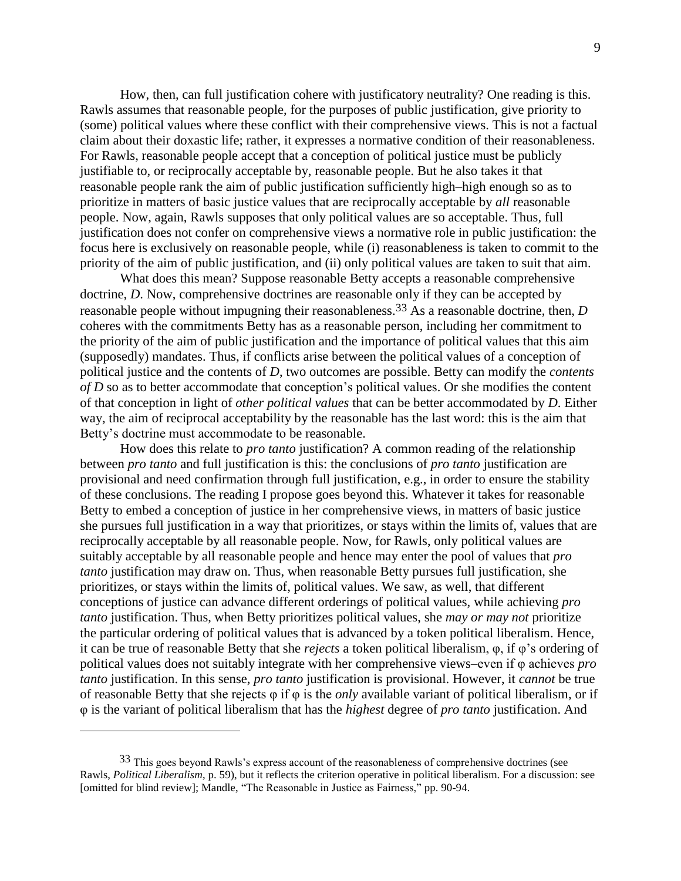How, then, can full justification cohere with justificatory neutrality? One reading is this. Rawls assumes that reasonable people, for the purposes of public justification, give priority to (some) political values where these conflict with their comprehensive views. This is not a factual claim about their doxastic life; rather, it expresses a normative condition of their reasonableness. For Rawls, reasonable people accept that a conception of political justice must be publicly justifiable to, or reciprocally acceptable by, reasonable people. But he also takes it that reasonable people rank the aim of public justification sufficiently high–high enough so as to prioritize in matters of basic justice values that are reciprocally acceptable by *all* reasonable people. Now, again, Rawls supposes that only political values are so acceptable. Thus, full justification does not confer on comprehensive views a normative role in public justification: the focus here is exclusively on reasonable people, while (i) reasonableness is taken to commit to the priority of the aim of public justification, and (ii) only political values are taken to suit that aim.

What does this mean? Suppose reasonable Betty accepts a reasonable comprehensive doctrine, *D*. Now, comprehensive doctrines are reasonable only if they can be accepted by reasonable people without impugning their reasonableness.[33] As a reasonable doctrine, then, *D* coheres with the commitments Betty has as a reasonable person, including her commitment to the priority of the aim of public justification and the importance of political values that this aim (supposedly) mandates. Thus, if conflicts arise between the political values of a conception of political justice and the contents of *D*, two outcomes are possible. Betty can modify the *contents of D* so as to better accommodate that conception's political values. Or she modifies the content of that conception in light of *other political values* that can be better accommodated by *D*. Either way, the aim of reciprocal acceptability by the reasonable has the last word: this is the aim that Betty's doctrine must accommodate to be reasonable.

How does this relate to *pro tanto* justification? A common reading of the relationship between *pro tanto* and full justification is this: the conclusions of *pro tanto* justification are provisional and need confirmation through full justification, e.g., in order to ensure the stability of these conclusions. The reading I propose goes beyond this. Whatever it takes for reasonable Betty to embed a conception of justice in her comprehensive views, in matters of basic justice she pursues full justification in a way that prioritizes, or stays within the limits of, values that are reciprocally acceptable by all reasonable people. Now, for Rawls, only political values are suitably acceptable by all reasonable people and hence may enter the pool of values that *pro tanto* justification may draw on. Thus, when reasonable Betty pursues full justification, she prioritizes, or stays within the limits of, political values. We saw, as well, that different conceptions of justice can advance different orderings of political values, while achieving *pro tanto* justification. Thus, when Betty prioritizes political values, she *may or may not* prioritize the particular ordering of political values that is advanced by a token political liberalism. Hence, it can be true of reasonable Betty that she *rejects* a token political liberalism, φ, if φ's ordering of political values does not suitably integrate with her comprehensive views–even if φ achieves *pro tanto* justification. In this sense, *pro tanto* justification is provisional. However, it *cannot* be true of reasonable Betty that she rejects φ if φ is the *only* available variant of political liberalism, or if φ is the variant of political liberalism that has the *highest* degree of *pro tanto* justification. And

---

[33] This goes beyond Rawls's express account of the reasonableness of comprehensive doctrines (see Rawls, *Political Liberalism*, p. 59), but it reflects the criterion operative in political liberalism. For a discussion: see [omitted for blind review]; Mandle, "The Reasonable in Justice as Fairness," pp. 90-94.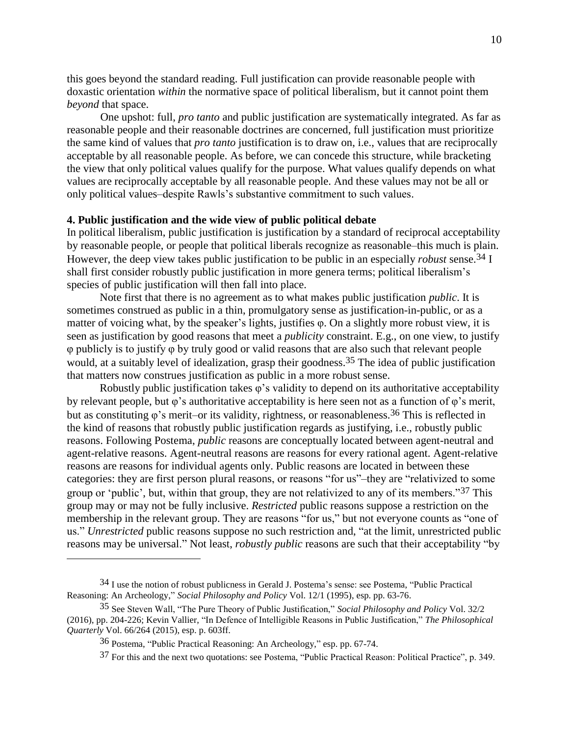this goes beyond the standard reading. Full justification can provide reasonable people with doxastic orientation *within* the normative space of political liberalism, but it cannot point them *beyond* that space.

One upshot: full, *pro tanto* and public justification are systematically integrated. As far as reasonable people and their reasonable doctrines are concerned, full justification must prioritize the same kind of values that *pro tanto* justification is to draw on, i.e., values that are reciprocally acceptable by all reasonable people. As before, we can concede this structure, while bracketing the view that only political values qualify for the purpose. What values qualify depends on what values are reciprocally acceptable by all reasonable people. And these values may not be all or only political values–despite Rawls's substantive commitment to such values.

**4. Public justification and the wide view of public political debate**

In political liberalism, public justification is justification by a standard of reciprocal acceptability by reasonable people, or people that political liberals recognize as reasonable–this much is plain. However, the deep view takes public justification to be public in an especially *robust* sense.[34] I shall first consider robustly public justification in more genera terms; political liberalism's species of public justification will then fall into place.

Note first that there is no agreement as to what makes public justification *public*. It is sometimes construed as public in a thin, promulgatory sense as justification-in-public, or as a matter of voicing what, by the speaker's lights, justifies φ. On a slightly more robust view, it is seen as justification by good reasons that meet a *publicity* constraint. E.g., on one view, to justify φ publicly is to justify φ by truly good or valid reasons that are also such that relevant people would, at a suitably level of idealization, grasp their goodness.[35] The idea of public justification that matters now construes justification as public in a more robust sense.

Robustly public justification takes φ's validity to depend on its authoritative acceptability by relevant people, but φ's authoritative acceptability is here seen not as a function of φ's merit, but as constituting φ's merit–or its validity, rightness, or reasonableness.[36] This is reflected in the kind of reasons that robustly public justification regards as justifying, i.e., robustly public reasons. Following Postema, *public* reasons are conceptually located between agent-neutral and agent-relative reasons. Agent-neutral reasons are reasons for every rational agent. Agent-relative reasons are reasons for individual agents only. Public reasons are located in between these categories: they are first person plural reasons, or reasons "for us"–they are "relativized to some group or 'public', but, within that group, they are not relativized to any of its members."[37] This group may or may not be fully inclusive. *Restricted* public reasons suppose a restriction on the membership in the relevant group. They are reasons "for us," but not everyone counts as "one of us." *Unrestricted* public reasons suppose no such restriction and, "at the limit, unrestricted public reasons may be universal." Not least, *robustly public* reasons are such that their acceptability "by

---

[34] I use the notion of robust publicness in Gerald J. Postema's sense: see Postema, "Public Practical Reasoning: An Archeology," *Social Philosophy and Policy* Vol. 12/1 (1995), esp. pp. 63-76.

[35] See Steven Wall, "The Pure Theory of Public Justification," *Social Philosophy and Policy* Vol. 32/2 (2016), pp. 204-226; Kevin Vallier, "In Defence of Intelligible Reasons in Public Justification," *The Philosophical Quarterly* Vol. 66/264 (2015), esp. p. 603ff.

[36] Postema, "Public Practical Reasoning: An Archeology," esp. pp. 67-74.

[37] For this and the next two quotations: see Postema, "Public Practical Reason: Political Practice", p. 349.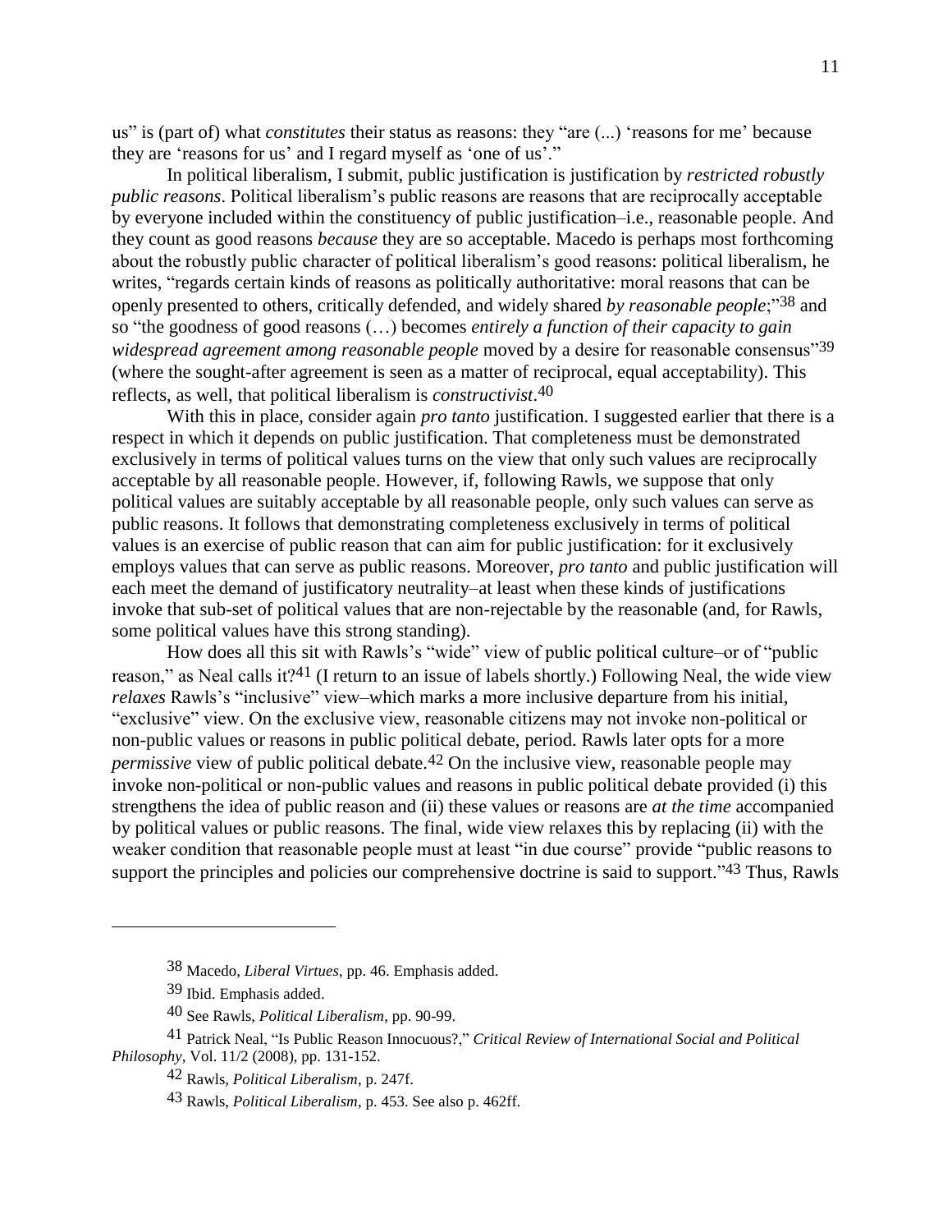us" is (part of) what *constitutes* their status as reasons: they "are (...) 'reasons for me' because they are 'reasons for us' and I regard myself as 'one of us'."

In political liberalism, I submit, public justification is justification by *restricted robustly public reasons*. Political liberalism's public reasons are reasons that are reciprocally acceptable by everyone included within the constituency of public justification–i.e., reasonable people. And they count as good reasons *because* they are so acceptable. Macedo is perhaps most forthcoming about the robustly public character of political liberalism's good reasons: political liberalism, he writes, "regards certain kinds of reasons as politically authoritative: moral reasons that can be openly presented to others, critically defended, and widely shared *by reasonable people*;"[38] and so "the goodness of good reasons (…) becomes *entirely a function of their capacity to gain widespread agreement among reasonable people* moved by a desire for reasonable consensus"[39] (where the sought-after agreement is seen as a matter of reciprocal, equal acceptability). This reflects, as well, that political liberalism is *constructivist*.[40]

With this in place, consider again *pro tanto* justification. I suggested earlier that there is a respect in which it depends on public justification. That completeness must be demonstrated exclusively in terms of political values turns on the view that only such values are reciprocally acceptable by all reasonable people. However, if, following Rawls, we suppose that only political values are suitably acceptable by all reasonable people, only such values can serve as public reasons. It follows that demonstrating completeness exclusively in terms of political values is an exercise of public reason that can aim for public justification: for it exclusively employs values that can serve as public reasons. Moreover, *pro tanto* and public justification will each meet the demand of justificatory neutrality–at least when these kinds of justifications invoke that sub-set of political values that are non-rejectable by the reasonable (and, for Rawls, some political values have this strong standing).

How does all this sit with Rawls's "wide" view of public political culture–or of "public reason," as Neal calls it?[41] (I return to an issue of labels shortly.) Following Neal, the wide view *relaxes* Rawls's "inclusive" view–which marks a more inclusive departure from his initial, "exclusive" view. On the exclusive view, reasonable citizens may not invoke non-political or non-public values or reasons in public political debate, period. Rawls later opts for a more *permissive* view of public political debate.[42] On the inclusive view, reasonable people may invoke non-political or non-public values and reasons in public political debate provided (i) this strengthens the idea of public reason and (ii) these values or reasons are *at the time* accompanied by political values or public reasons. The final, wide view relaxes this by replacing (ii) with the weaker condition that reasonable people must at least "in due course" provide "public reasons to support the principles and policies our comprehensive doctrine is said to support."[43] Thus, Rawls

---

[38] Macedo, *Liberal Virtues*, pp. 46. Emphasis added.

[39] Ibid. Emphasis added.

[40] See Rawls, *Political Liberalism*, pp. 90-99.

[41] Patrick Neal, "Is Public Reason Innocuous?," *Critical Review of International Social and Political Philosophy*, Vol. 11/2 (2008), pp. 131-152.

[42] Rawls, *Political Liberalism*, p. 247f.

[43] Rawls, *Political Liberalism*, p. 453. See also p. 462ff.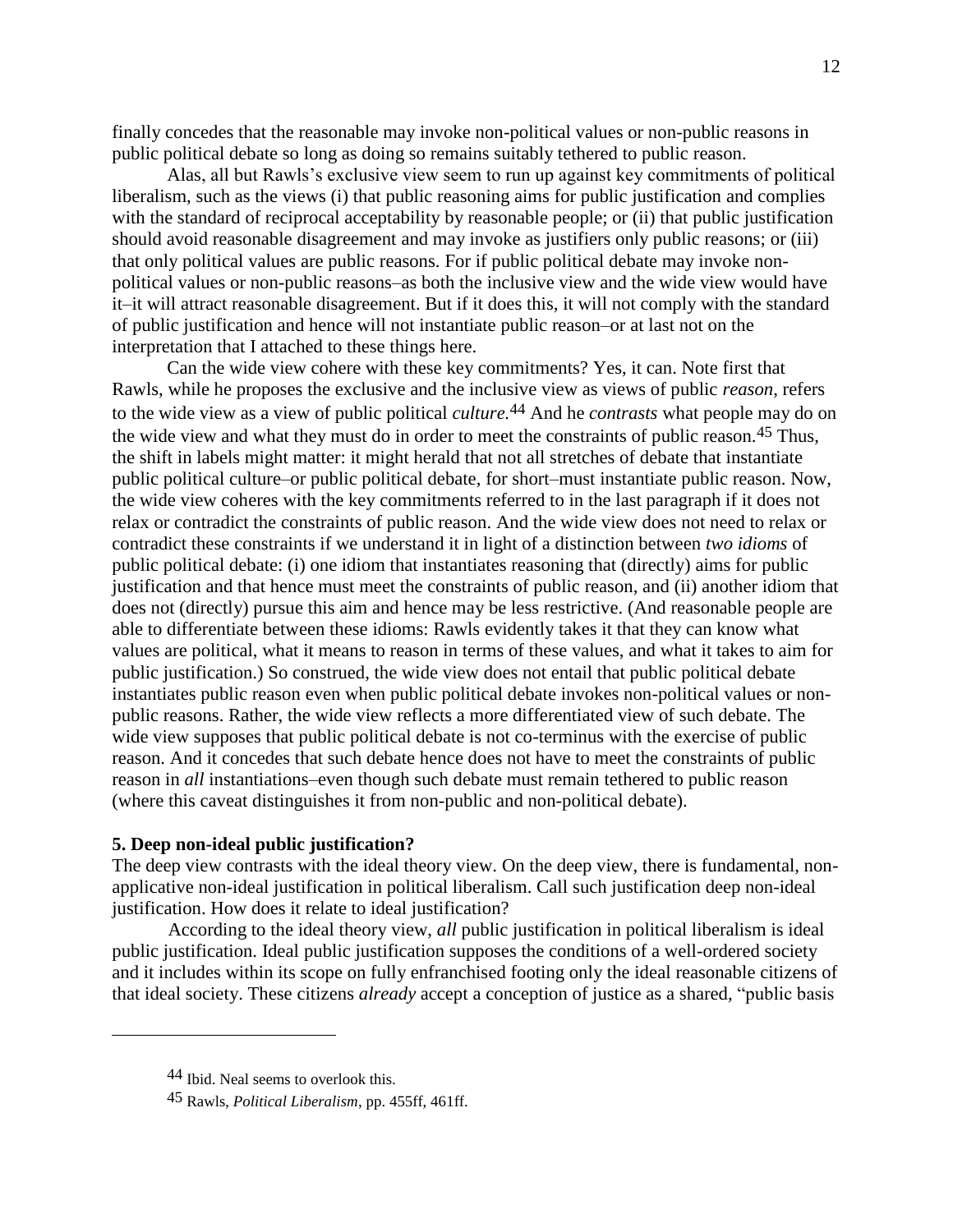finally concedes that the reasonable may invoke non-political values or non-public reasons in public political debate so long as doing so remains suitably tethered to public reason.

Alas, all but Rawls's exclusive view seem to run up against key commitments of political liberalism, such as the views (i) that public reasoning aims for public justification and complies with the standard of reciprocal acceptability by reasonable people; or (ii) that public justification should avoid reasonable disagreement and may invoke as justifiers only public reasons; or (iii) that only political values are public reasons. For if public political debate may invoke non-political values or non-public reasons–as both the inclusive view and the wide view would have it–it will attract reasonable disagreement. But if it does this, it will not comply with the standard of public justification and hence will not instantiate public reason–or at last not on the interpretation that I attached to these things here.

Can the wide view cohere with these key commitments? Yes, it can. Note first that Rawls, while he proposes the exclusive and the inclusive view as views of public *reason*, refers to the wide view as a view of public political *culture.*[44] And he *contrasts* what people may do on the wide view and what they must do in order to meet the constraints of public reason.[45] Thus, the shift in labels might matter: it might herald that not all stretches of debate that instantiate public political culture–or public political debate, for short–must instantiate public reason. Now, the wide view coheres with the key commitments referred to in the last paragraph if it does not relax or contradict the constraints of public reason. And the wide view does not need to relax or contradict these constraints if we understand it in light of a distinction between *two idioms* of public political debate: (i) one idiom that instantiates reasoning that (directly) aims for public justification and that hence must meet the constraints of public reason, and (ii) another idiom that does not (directly) pursue this aim and hence may be less restrictive. (And reasonable people are able to differentiate between these idioms: Rawls evidently takes it that they can know what values are political, what it means to reason in terms of these values, and what it takes to aim for public justification.) So construed, the wide view does not entail that public political debate instantiates public reason even when public political debate invokes non-political values or non-public reasons. Rather, the wide view reflects a more differentiated view of such debate. The wide view supposes that public political debate is not co-terminus with the exercise of public reason. And it concedes that such debate hence does not have to meet the constraints of public reason in *all* instantiations–even though such debate must remain tethered to public reason (where this caveat distinguishes it from non-public and non-political debate).

## 5. Deep non-ideal public justification?

The deep view contrasts with the ideal theory view. On the deep view, there is fundamental, non-applicative non-ideal justification in political liberalism. Call such justification deep non-ideal justification. How does it relate to ideal justification?

According to the ideal theory view, *all* public justification in political liberalism is ideal public justification. Ideal public justification supposes the conditions of a well-ordered society and it includes within its scope on fully enfranchised footing only the ideal reasonable citizens of that ideal society. These citizens *already* accept a conception of justice as a shared, "public basis

---

[44] Ibid. Neal seems to overlook this.

[45] Rawls, *Political Liberalism*, pp. 455ff, 461ff.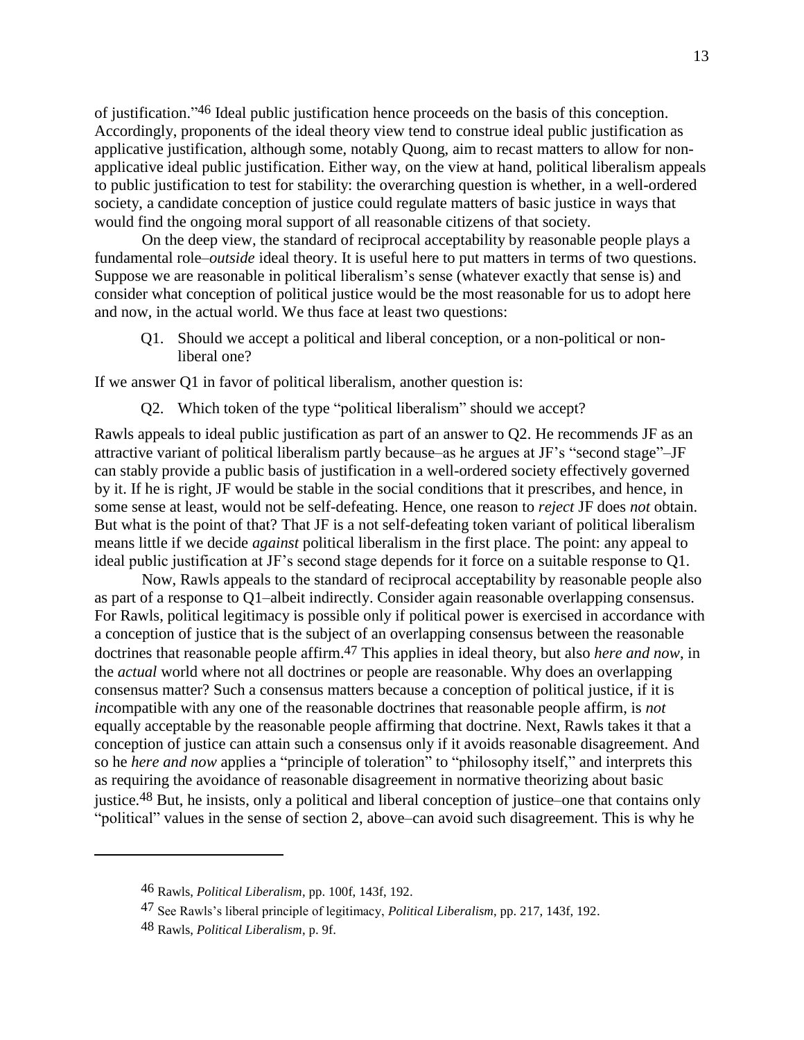of justification."[46] Ideal public justification hence proceeds on the basis of this conception. Accordingly, proponents of the ideal theory view tend to construe ideal public justification as applicative justification, although some, notably Quong, aim to recast matters to allow for non-applicative ideal public justification. Either way, on the view at hand, political liberalism appeals to public justification to test for stability: the overarching question is whether, in a well-ordered society, a candidate conception of justice could regulate matters of basic justice in ways that would find the ongoing moral support of all reasonable citizens of that society.

On the deep view, the standard of reciprocal acceptability by reasonable people plays a fundamental role–*outside* ideal theory. It is useful here to put matters in terms of two questions. Suppose we are reasonable in political liberalism's sense (whatever exactly that sense is) and consider what conception of political justice would be the most reasonable for us to adopt here and now, in the actual world. We thus face at least two questions:

> Q1. Should we accept a political and liberal conception, or a non-political or non-liberal one?

If we answer Q1 in favor of political liberalism, another question is:

> Q2. Which token of the type "political liberalism" should we accept?

Rawls appeals to ideal public justification as part of an answer to Q2. He recommends JF as an attractive variant of political liberalism partly because–as he argues at JF's "second stage"–JF can stably provide a public basis of justification in a well-ordered society effectively governed by it. If he is right, JF would be stable in the social conditions that it prescribes, and hence, in some sense at least, would not be self-defeating. Hence, one reason to *reject* JF does *not* obtain. But what is the point of that? That JF is a not self-defeating token variant of political liberalism means little if we decide *against* political liberalism in the first place. The point: any appeal to ideal public justification at JF's second stage depends for it force on a suitable response to Q1.

Now, Rawls appeals to the standard of reciprocal acceptability by reasonable people also as part of a response to Q1–albeit indirectly. Consider again reasonable overlapping consensus. For Rawls, political legitimacy is possible only if political power is exercised in accordance with a conception of justice that is the subject of an overlapping consensus between the reasonable doctrines that reasonable people affirm.[47] This applies in ideal theory, but also *here and now*, in the *actual* world where not all doctrines or people are reasonable. Why does an overlapping consensus matter? Such a consensus matters because a conception of political justice, if it is *in*compatible with any one of the reasonable doctrines that reasonable people affirm, is *not* equally acceptable by the reasonable people affirming that doctrine. Next, Rawls takes it that a conception of justice can attain such a consensus only if it avoids reasonable disagreement. And so he *here and now* applies a "principle of toleration" to "philosophy itself," and interprets this as requiring the avoidance of reasonable disagreement in normative theorizing about basic justice.[48] But, he insists, only a political and liberal conception of justice–one that contains only "political" values in the sense of section 2, above–can avoid such disagreement. This is why he

---

[46] Rawls, *Political Liberalism*, pp. 100f, 143f, 192.

[47] See Rawls's liberal principle of legitimacy, *Political Liberalism*, pp. 217, 143f, 192.

[48] Rawls, *Political Liberalism*, p. 9f.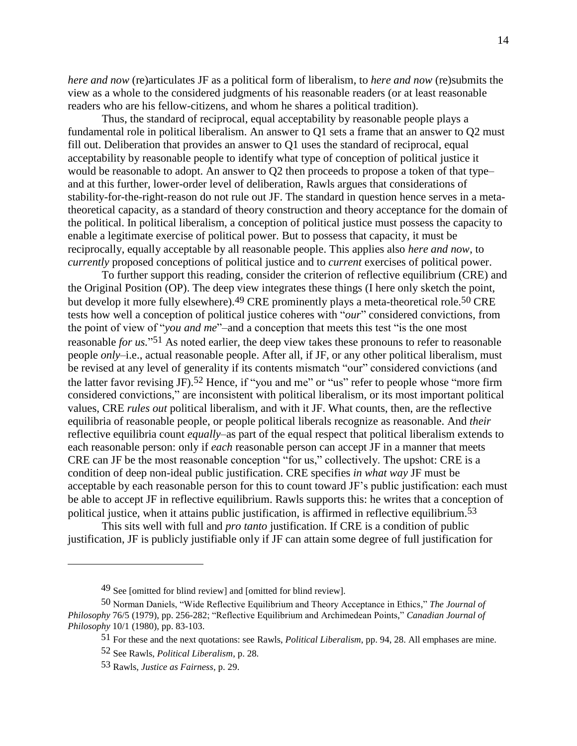*here and now* (re)articulates JF as a political form of liberalism, to *here and now* (re)submits the view as a whole to the considered judgments of his reasonable readers (or at least reasonable readers who are his fellow-citizens, and whom he shares a political tradition).

Thus, the standard of reciprocal, equal acceptability by reasonable people plays a fundamental role in political liberalism. An answer to Q1 sets a frame that an answer to Q2 must fill out. Deliberation that provides an answer to Q1 uses the standard of reciprocal, equal acceptability by reasonable people to identify what type of conception of political justice it would be reasonable to adopt. An answer to Q2 then proceeds to propose a token of that type–and at this further, lower-order level of deliberation, Rawls argues that considerations of stability-for-the-right-reason do not rule out JF. The standard in question hence serves in a meta-theoretical capacity, as a standard of theory construction and theory acceptance for the domain of the political. In political liberalism, a conception of political justice must possess the capacity to enable a legitimate exercise of political power. But to possess that capacity, it must be reciprocally, equally acceptable by all reasonable people. This applies also *here and now*, to *currently* proposed conceptions of political justice and to *current* exercises of political power.

To further support this reading, consider the criterion of reflective equilibrium (CRE) and the Original Position (OP). The deep view integrates these things (I here only sketch the point, but develop it more fully elsewhere).[49] CRE prominently plays a meta-theoretical role.[50] CRE tests how well a conception of political justice coheres with "*our*" considered convictions, from the point of view of "*you and me*"–and a conception that meets this test "is the one most reasonable *for us*."[51] As noted earlier, the deep view takes these pronouns to refer to reasonable people *only*–i.e., actual reasonable people. After all, if JF, or any other political liberalism, must be revised at any level of generality if its contents mismatch "our" considered convictions (and the latter favor revising JF).[52] Hence, if "you and me" or "us" refer to people whose "more firm considered convictions," are inconsistent with political liberalism, or its most important political values, CRE *rules out* political liberalism, and with it JF. What counts, then, are the reflective equilibria of reasonable people, or people political liberals recognize as reasonable. And *their* reflective equilibria count *equally*–as part of the equal respect that political liberalism extends to each reasonable person: only if *each* reasonable person can accept JF in a manner that meets CRE can JF be the most reasonable conception "for us," collectively. The upshot: CRE is a condition of deep non-ideal public justification. CRE specifies *in what way* JF must be acceptable by each reasonable person for this to count toward JF's public justification: each must be able to accept JF in reflective equilibrium. Rawls supports this: he writes that a conception of political justice, when it attains public justification, is affirmed in reflective equilibrium.[53]

This sits well with full and *pro tanto* justification. If CRE is a condition of public justification, JF is publicly justifiable only if JF can attain some degree of full justification for

---

[49] See [omitted for blind review] and [omitted for blind review].

[50] Norman Daniels, "Wide Reflective Equilibrium and Theory Acceptance in Ethics," *The Journal of Philosophy* 76/5 (1979), pp. 256-282; "Reflective Equilibrium and Archimedean Points," *Canadian Journal of Philosophy* 10/1 (1980), pp. 83-103.

[51] For these and the next quotations: see Rawls, *Political Liberalism*, pp. 94, 28. All emphases are mine.

[52] See Rawls, *Political Liberalism*, p. 28.

[53] Rawls, *Justice as Fairness*, p. 29.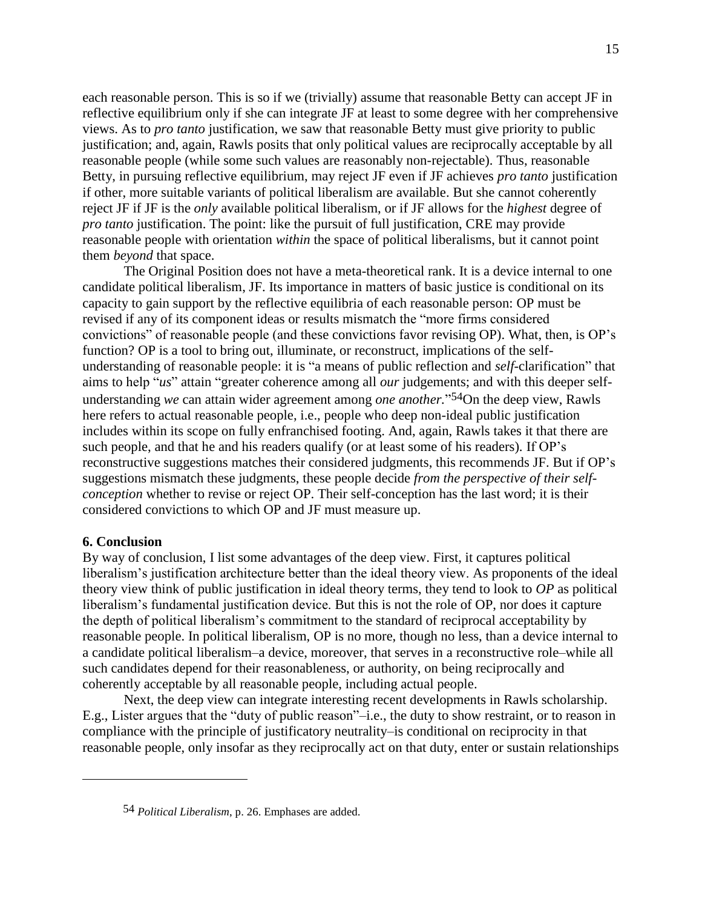each reasonable person. This is so if we (trivially) assume that reasonable Betty can accept JF in reflective equilibrium only if she can integrate JF at least to some degree with her comprehensive views. As to *pro tanto* justification, we saw that reasonable Betty must give priority to public justification; and, again, Rawls posits that only political values are reciprocally acceptable by all reasonable people (while some such values are reasonably non-rejectable). Thus, reasonable Betty, in pursuing reflective equilibrium, may reject JF even if JF achieves *pro tanto* justification if other, more suitable variants of political liberalism are available. But she cannot coherently reject JF if JF is the *only* available political liberalism, or if JF allows for the *highest* degree of *pro tanto* justification. The point: like the pursuit of full justification, CRE may provide reasonable people with orientation *within* the space of political liberalisms, but it cannot point them *beyond* that space.

The Original Position does not have a meta-theoretical rank. It is a device internal to one candidate political liberalism, JF. Its importance in matters of basic justice is conditional on its capacity to gain support by the reflective equilibria of each reasonable person: OP must be revised if any of its component ideas or results mismatch the "more firms considered convictions" of reasonable people (and these convictions favor revising OP). What, then, is OP's function? OP is a tool to bring out, illuminate, or reconstruct, implications of the self-understanding of reasonable people: it is "a means of public reflection and *self*-clarification" that aims to help "*us*" attain "greater coherence among all *our* judgements; and with this deeper self-understanding *we* can attain wider agreement among *one another.*"[54] On the deep view, Rawls here refers to actual reasonable people, i.e., people who deep non-ideal public justification includes within its scope on fully enfranchised footing. And, again, Rawls takes it that there are such people, and that he and his readers qualify (or at least some of his readers). If OP's reconstructive suggestions matches their considered judgments, this recommends JF. But if OP's suggestions mismatch these judgments, these people decide *from the perspective of their self-conception* whether to revise or reject OP. Their self-conception has the last word; it is their considered convictions to which OP and JF must measure up.

## 6. Conclusion

By way of conclusion, I list some advantages of the deep view. First, it captures political liberalism's justification architecture better than the ideal theory view. As proponents of the ideal theory view think of public justification in ideal theory terms, they tend to look to *OP* as political liberalism's fundamental justification device. But this is not the role of OP, nor does it capture the depth of political liberalism's commitment to the standard of reciprocal acceptability by reasonable people. In political liberalism, OP is no more, though no less, than a device internal to a candidate political liberalism–a device, moreover, that serves in a reconstructive role–while all such candidates depend for their reasonableness, or authority, on being reciprocally and coherently acceptable by all reasonable people, including actual people.

Next, the deep view can integrate interesting recent developments in Rawls scholarship. E.g., Lister argues that the "duty of public reason"–i.e., the duty to show restraint, or to reason in compliance with the principle of justificatory neutrality–is conditional on reciprocity in that reasonable people, only insofar as they reciprocally act on that duty, enter or sustain relationships

---

[54] *Political Liberalism*, p. 26. Emphases are added.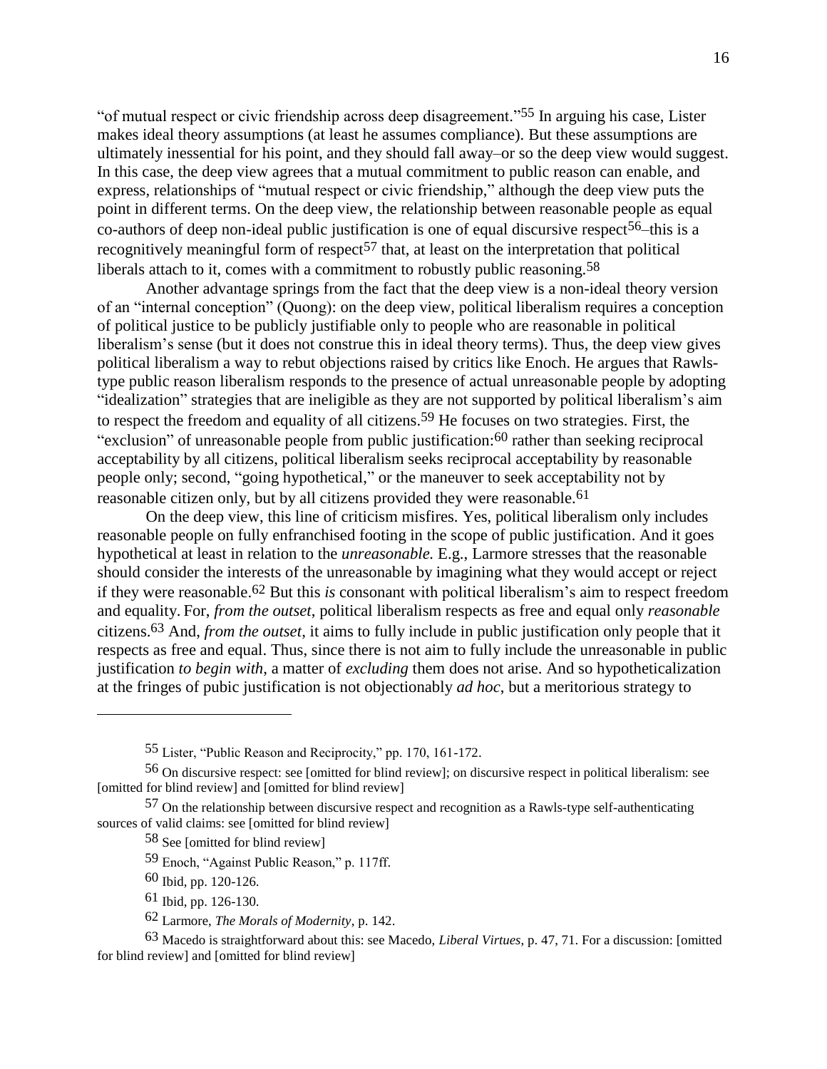"of mutual respect or civic friendship across deep disagreement."[55] In arguing his case, Lister makes ideal theory assumptions (at least he assumes compliance). But these assumptions are ultimately inessential for his point, and they should fall away–or so the deep view would suggest. In this case, the deep view agrees that a mutual commitment to public reason can enable, and express, relationships of "mutual respect or civic friendship," although the deep view puts the point in different terms. On the deep view, the relationship between reasonable people as equal co-authors of deep non-ideal public justification is one of equal discursive respect[56]–this is a recognitively meaningful form of respect[57] that, at least on the interpretation that political liberals attach to it, comes with a commitment to robustly public reasoning.[58]

Another advantage springs from the fact that the deep view is a non-ideal theory version of an "internal conception" (Quong): on the deep view, political liberalism requires a conception of political justice to be publicly justifiable only to people who are reasonable in political liberalism's sense (but it does not construe this in ideal theory terms). Thus, the deep view gives political liberalism a way to rebut objections raised by critics like Enoch. He argues that Rawls-type public reason liberalism responds to the presence of actual unreasonable people by adopting "idealization" strategies that are ineligible as they are not supported by political liberalism's aim to respect the freedom and equality of all citizens.[59] He focuses on two strategies. First, the "exclusion" of unreasonable people from public justification:[60] rather than seeking reciprocal acceptability by all citizens, political liberalism seeks reciprocal acceptability by reasonable people only; second, "going hypothetical," or the maneuver to seek acceptability not by reasonable citizen only, but by all citizens provided they were reasonable.[61]

On the deep view, this line of criticism misfires. Yes, political liberalism only includes reasonable people on fully enfranchised footing in the scope of public justification. And it goes hypothetical at least in relation to the *unreasonable.* E.g., Larmore stresses that the reasonable should consider the interests of the unreasonable by imagining what they would accept or reject if they were reasonable.[62] But this *is* consonant with political liberalism's aim to respect freedom and equality. For, *from the outset*, political liberalism respects as free and equal only *reasonable* citizens.[63] And, *from the outset*, it aims to fully include in public justification only people that it respects as free and equal. Thus, since there is not aim to fully include the unreasonable in public justification *to begin with*, a matter of *excluding* them does not arise. And so hypotheticalization at the fringes of pubic justification is not objectionably *ad hoc*, but a meritorious strategy to

---

[55] Lister, "Public Reason and Reciprocity," pp. 170, 161-172.

[56] On discursive respect: see [omitted for blind review]; on discursive respect in political liberalism: see [omitted for blind review] and [omitted for blind review]

[57] On the relationship between discursive respect and recognition as a Rawls-type self-authenticating sources of valid claims: see [omitted for blind review]

[58] See [omitted for blind review]

[59] Enoch, "Against Public Reason," p. 117ff.

[60] Ibid, pp. 120-126.

[61] Ibid, pp. 126-130.

[62] Larmore, *The Morals of Modernity*, p. 142.

[63] Macedo is straightforward about this: see Macedo, *Liberal Virtues*, p. 47, 71. For a discussion: [omitted for blind review] and [omitted for blind review]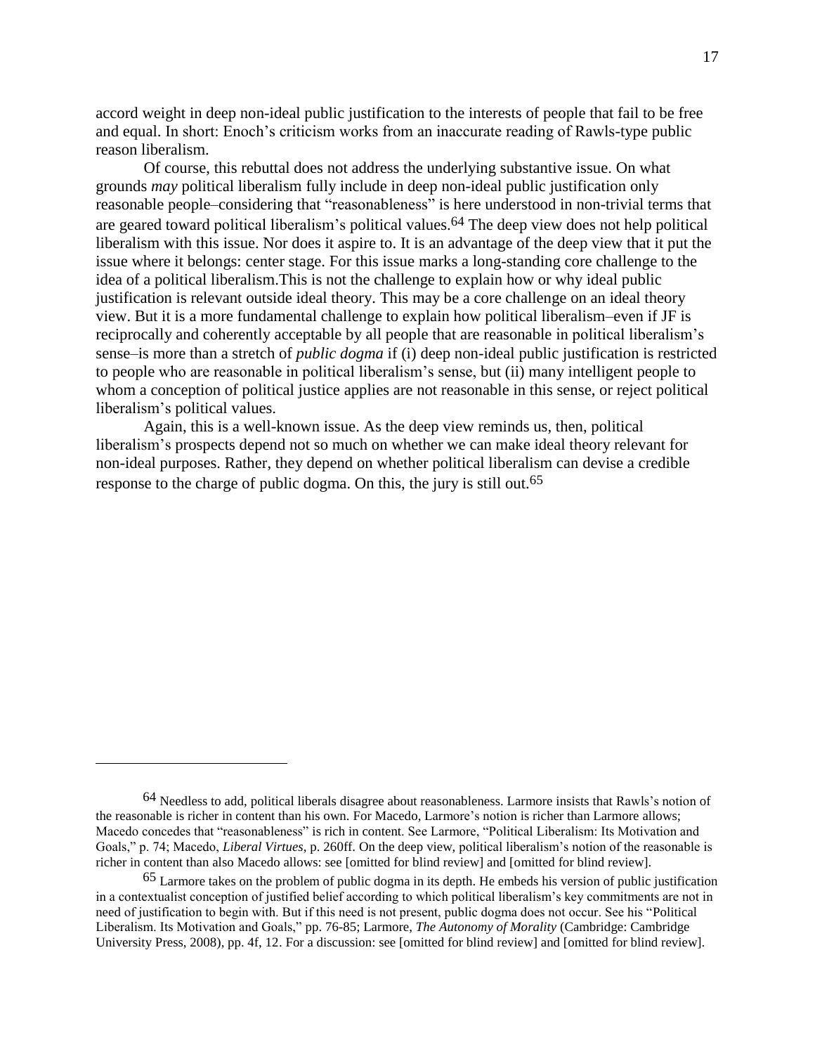accord weight in deep non-ideal public justification to the interests of people that fail to be free and equal. In short: Enoch's criticism works from an inaccurate reading of Rawls-type public reason liberalism.

Of course, this rebuttal does not address the underlying substantive issue. On what grounds *may* political liberalism fully include in deep non-ideal public justification only reasonable people–considering that "reasonableness" is here understood in non-trivial terms that are geared toward political liberalism's political values.[64] The deep view does not help political liberalism with this issue. Nor does it aspire to. It is an advantage of the deep view that it put the issue where it belongs: center stage. For this issue marks a long-standing core challenge to the idea of a political liberalism.This is not the challenge to explain how or why ideal public justification is relevant outside ideal theory. This may be a core challenge on an ideal theory view. But it is a more fundamental challenge to explain how political liberalism–even if JF is reciprocally and coherently acceptable by all people that are reasonable in political liberalism's sense–is more than a stretch of *public dogma* if (i) deep non-ideal public justification is restricted to people who are reasonable in political liberalism's sense, but (ii) many intelligent people to whom a conception of political justice applies are not reasonable in this sense, or reject political liberalism's political values.

Again, this is a well-known issue. As the deep view reminds us, then, political liberalism's prospects depend not so much on whether we can make ideal theory relevant for non-ideal purposes. Rather, they depend on whether political liberalism can devise a credible response to the charge of public dogma. On this, the jury is still out.[65]

---

[64] Needless to add, political liberals disagree about reasonableness. Larmore insists that Rawls's notion of the reasonable is richer in content than his own. For Macedo, Larmore's notion is richer than Larmore allows; Macedo concedes that "reasonableness" is rich in content. See Larmore, "Political Liberalism: Its Motivation and Goals," p. 74; Macedo, *Liberal Virtues*, p. 260ff. On the deep view, political liberalism's notion of the reasonable is richer in content than also Macedo allows: see [omitted for blind review] and [omitted for blind review].

[65] Larmore takes on the problem of public dogma in its depth. He embeds his version of public justification in a contextualist conception of justified belief according to which political liberalism's key commitments are not in need of justification to begin with. But if this need is not present, public dogma does not occur. See his "Political Liberalism. Its Motivation and Goals," pp. 76-85; Larmore, *The Autonomy of Morality* (Cambridge: Cambridge University Press, 2008), pp. 4f, 12. For a discussion: see [omitted for blind review] and [omitted for blind review].